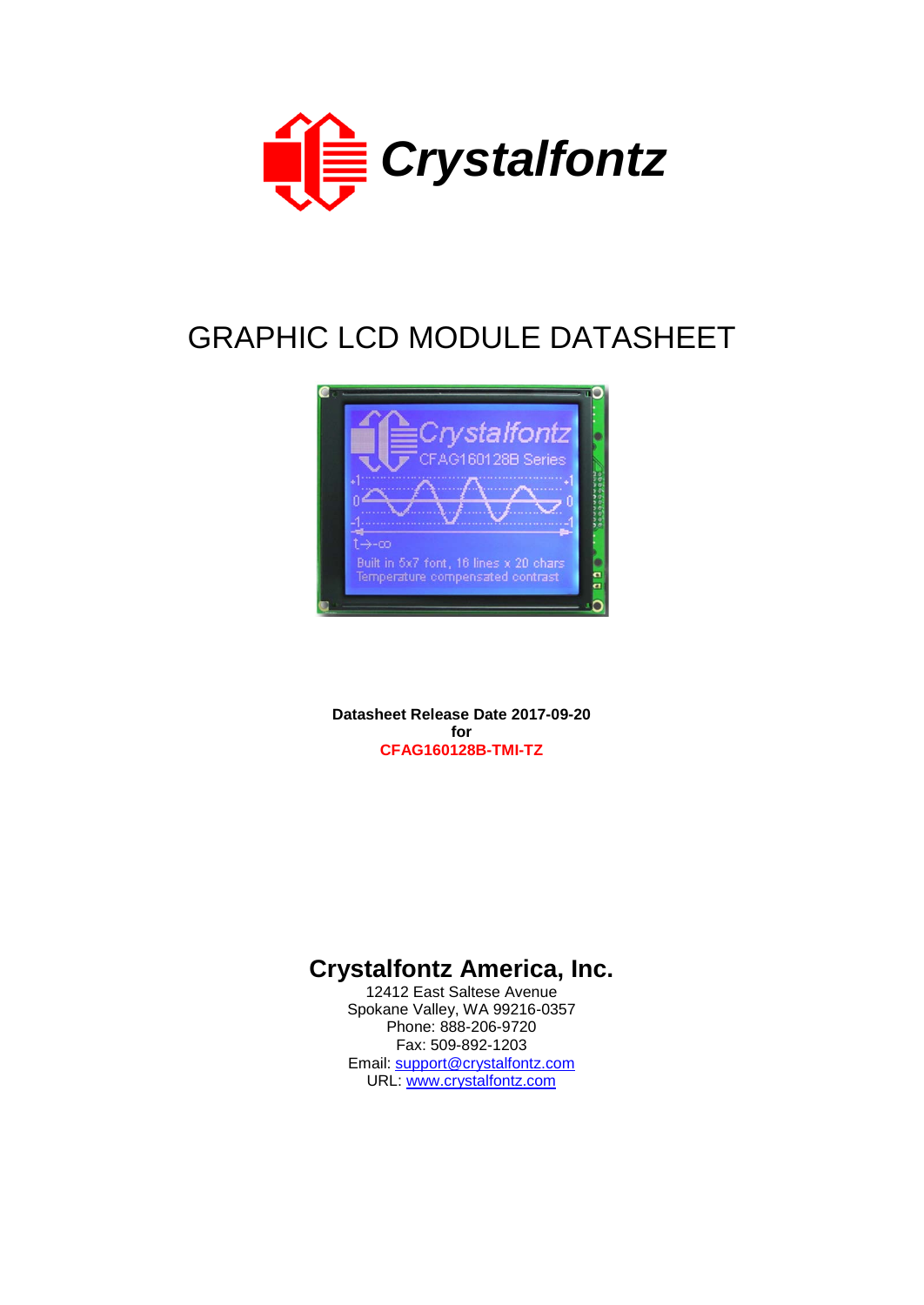Crystalfontz

# GRAPHIC LCD MODULE DATASHEET

**Datasheet Release Date 2017-09-20**
**for**
**CFAG160128B-TMI-TZ**

## Crystalfontz America, Inc.

12412 East Saltese Avenue
Spokane Valley, WA 99216-0357
Phone: 888-206-9720
Fax: 509-892-1203
Email: support@crystalfontz.com
URL: www.crystalfontz.com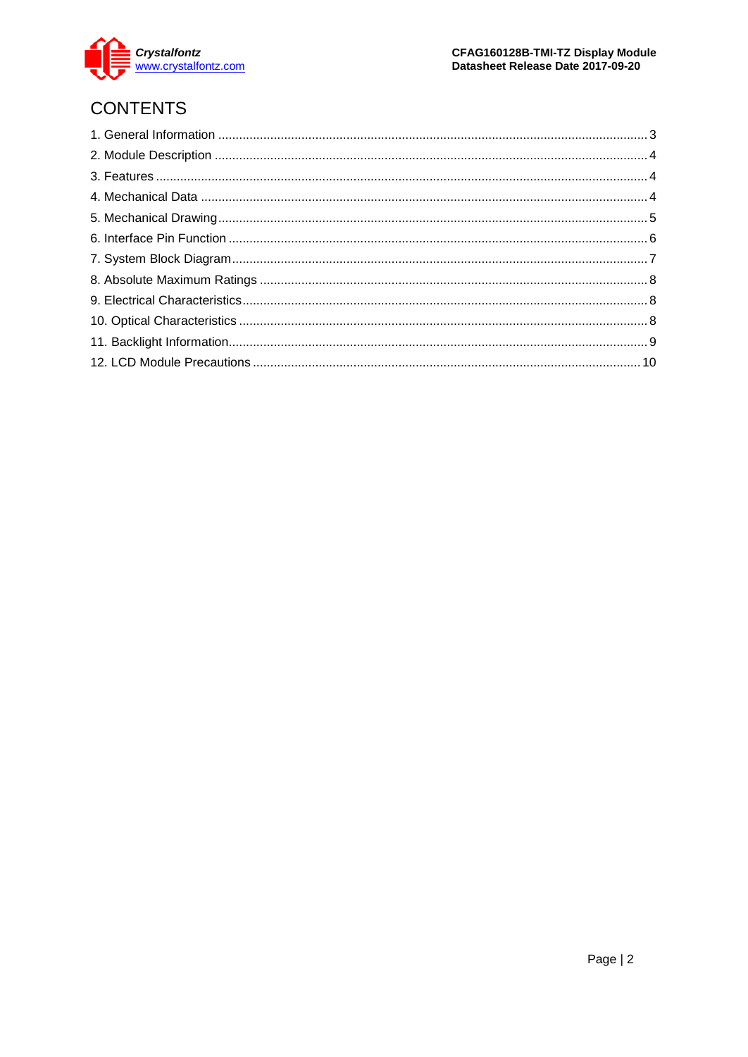# CONTENTS

1. General Information .......... 3
2. Module Description .......... 4
3. Features .......... 4
4. Mechanical Data .......... 4
5. Mechanical Drawing .......... 5
6. Interface Pin Function .......... 6
7. System Block Diagram .......... 7
8. Absolute Maximum Ratings .......... 8
9. Electrical Characteristics .......... 8
10. Optical Characteristics .......... 8
11. Backlight Information .......... 9
12. LCD Module Precautions .......... 10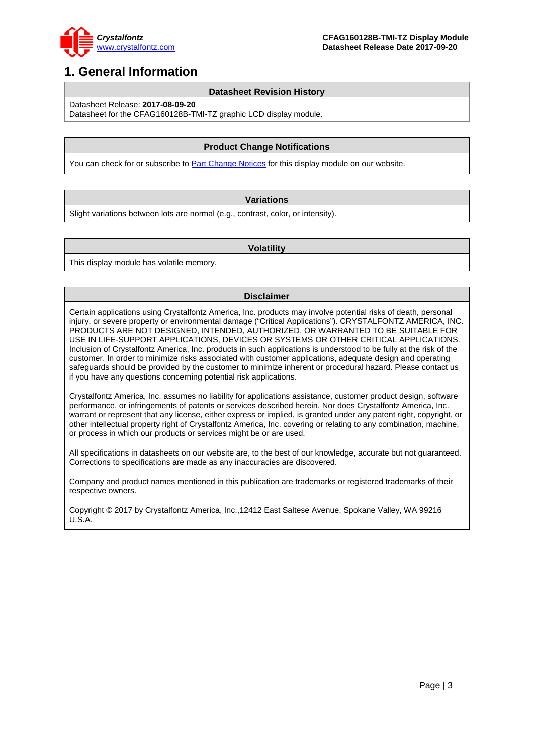# 1. General Information

| Datasheet Revision History |
| --- |
| Datasheet Release: **2017-08-09-20**<br>Datasheet for the CFAG160128B-TMI-TZ graphic LCD display module. |

| Product Change Notifications |
| --- |
| You can check for or subscribe to Part Change Notices for this display module on our website. |

| Variations |
| --- |
| Slight variations between lots are normal (e.g., contrast, color, or intensity). |

| Volatility |
| --- |
| This display module has volatile memory. |

| Disclaimer |
| --- |
| Certain applications using Crystalfontz America, Inc. products may involve potential risks of death, personal injury, or severe property or environmental damage ("Critical Applications"). CRYSTALFONTZ AMERICA, INC. PRODUCTS ARE NOT DESIGNED, INTENDED, AUTHORIZED, OR WARRANTED TO BE SUITABLE FOR USE IN LIFE-SUPPORT APPLICATIONS, DEVICES OR SYSTEMS OR OTHER CRITICAL APPLICATIONS. Inclusion of Crystalfontz America, Inc. products in such applications is understood to be fully at the risk of the customer. In order to minimize risks associated with customer applications, adequate design and operating safeguards should be provided by the customer to minimize inherent or procedural hazard. Please contact us if you have any questions concerning potential risk applications.<br><br>Crystalfontz America, Inc. assumes no liability for applications assistance, customer product design, software performance, or infringements of patents or services described herein. Nor does Crystalfontz America, Inc. warrant or represent that any license, either express or implied, is granted under any patent right, copyright, or other intellectual property right of Crystalfontz America, Inc. covering or relating to any combination, machine, or process in which our products or services might be or are used.<br><br>All specifications in datasheets on our website are, to the best of our knowledge, accurate but not guaranteed. Corrections to specifications are made as any inaccuracies are discovered.<br><br>Company and product names mentioned in this publication are trademarks or registered trademarks of their respective owners.<br><br>Copyright © 2017 by Crystalfontz America, Inc.,12412 East Saltese Avenue, Spokane Valley, WA 99216 U.S.A. |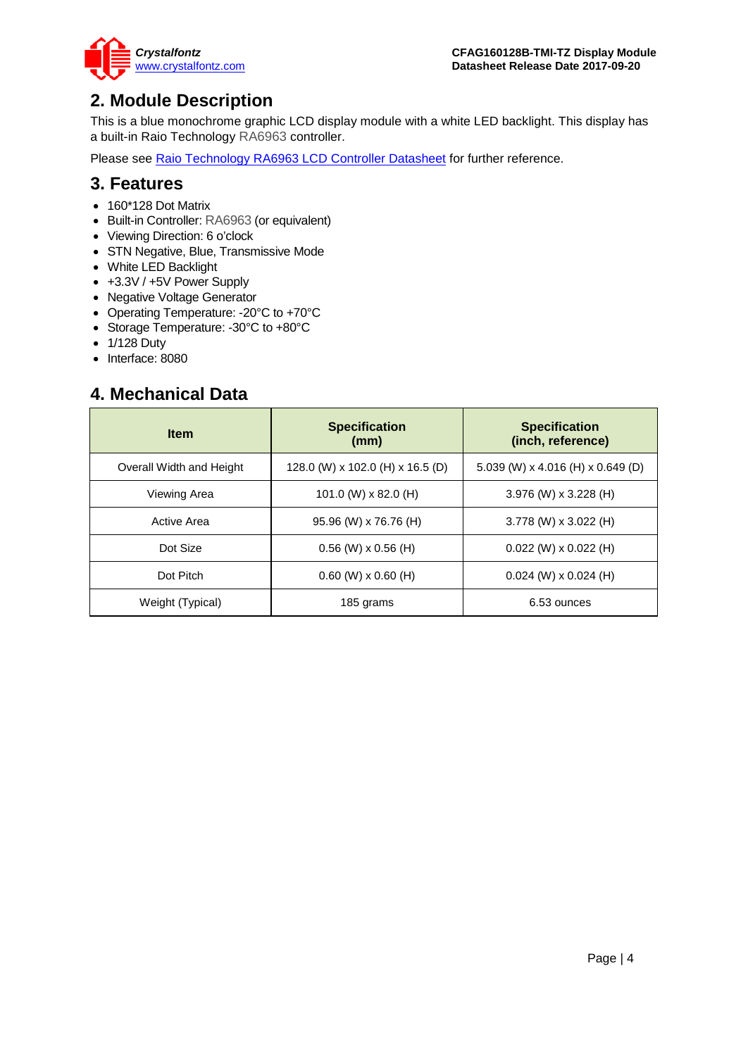## 2. Module Description

This is a blue monochrome graphic LCD display module with a white LED backlight. This display has a built-in Raio Technology RA6963 controller.

Please see Raio Technology RA6963 LCD Controller Datasheet for further reference.

## 3. Features

- 160*128 Dot Matrix
- Built-in Controller: RA6963 (or equivalent)
- Viewing Direction: 6 o'clock
- STN Negative, Blue, Transmissive Mode
- White LED Backlight
- +3.3V / +5V Power Supply
- Negative Voltage Generator
- Operating Temperature: -20°C to +70°C
- Storage Temperature: -30°C to +80°C
- 1/128 Duty
- Interface: 8080

## 4. Mechanical Data

| Item | Specification (mm) | Specification (inch, reference) |
|---|---|---|
| Overall Width and Height | 128.0 (W) x 102.0 (H) x 16.5 (D) | 5.039 (W) x 4.016 (H) x 0.649 (D) |
| Viewing Area | 101.0 (W) x 82.0 (H) | 3.976 (W) x 3.228 (H) |
| Active Area | 95.96 (W) x 76.76 (H) | 3.778 (W) x 3.022 (H) |
| Dot Size | 0.56 (W) x 0.56 (H) | 0.022 (W) x 0.022 (H) |
| Dot Pitch | 0.60 (W) x 0.60 (H) | 0.024 (W) x 0.024 (H) |
| Weight (Typical) | 185 grams | 6.53 ounces |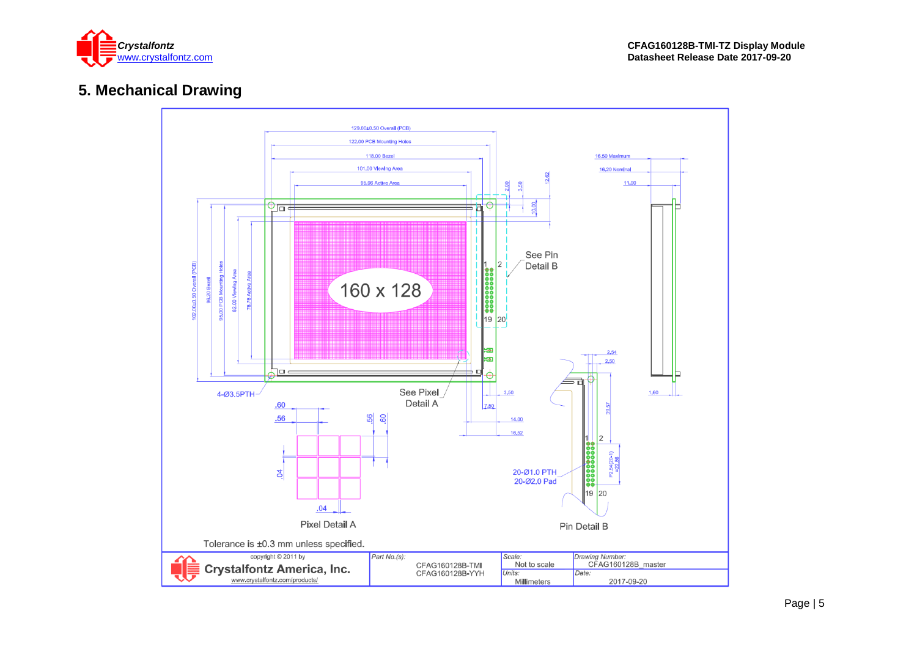# 5. Mechanical Drawing

129.00±0.50 Overall (PCB)

122.00 PCB Mounting Holes

118.00 Bezel

101.00 Viewing Area

95.96 Active Area

2.90

3.50

12.62

10.00

16.50 Maximum

16.20 Nominal

11.90

102.00±0.50 Overall (PCB)

98.20 Bezel

95.00 PCB Mounting Holes

82.00 Viewing Area

76.76 Active Area

160 x 128

See Pin Detail B

1 2

19 20

4-Ø3.5PTH

See Pixel Detail A

3.50

7.50

14.00

16.52

2.54

2.50

1.60

39.57

P2.54(20-1) =22.86

20-Ø1.0 PTH

20-Ø2.0 Pad

.60

.56

.56

.60

.04

.04

Pixel Detail A

Pin Detail B

Tolerance is ±0.3 mm unless specified.

| copyright © 2011 by Crystalfontz America, Inc. www.crystalfontz.com/products/ | Part No.(s): CFAG160128B-TMI CFAG160128B-YYH | Scale: Not to scale | Drawing Number: CFAG160128B_master |
|---|---|---|---|
| | | Units: Millimeters | Date: 2017-09-20 |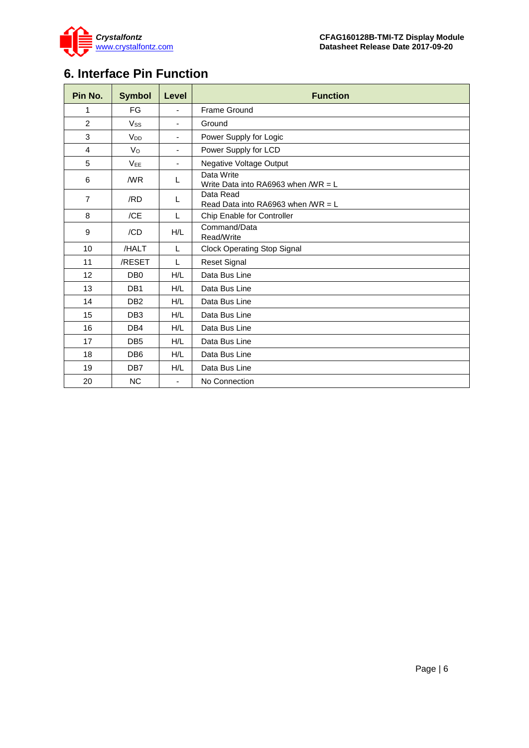## 6. Interface Pin Function

| Pin No. | Symbol | Level | Function |
|---|---|---|---|
| 1 | FG | - | Frame Ground |
| 2 | $V_{SS}$ | - | Ground |
| 3 | $V_{DD}$ | - | Power Supply for Logic |
| 4 | $V_O$ | - | Power Supply for LCD |
| 5 | $V_{EE}$ | - | Negative Voltage Output |
| 6 | /WR | L | Data Write<br>Write Data into RA6963 when /WR = L |
| 7 | /RD | L | Data Read<br>Read Data into RA6963 when /WR = L |
| 8 | /CE | L | Chip Enable for Controller |
| 9 | /CD | H/L | Command/Data<br>Read/Write |
| 10 | /HALT | L | Clock Operating Stop Signal |
| 11 | /RESET | L | Reset Signal |
| 12 | DB0 | H/L | Data Bus Line |
| 13 | DB1 | H/L | Data Bus Line |
| 14 | DB2 | H/L | Data Bus Line |
| 15 | DB3 | H/L | Data Bus Line |
| 16 | DB4 | H/L | Data Bus Line |
| 17 | DB5 | H/L | Data Bus Line |
| 18 | DB6 | H/L | Data Bus Line |
| 19 | DB7 | H/L | Data Bus Line |
| 20 | NC | - | No Connection |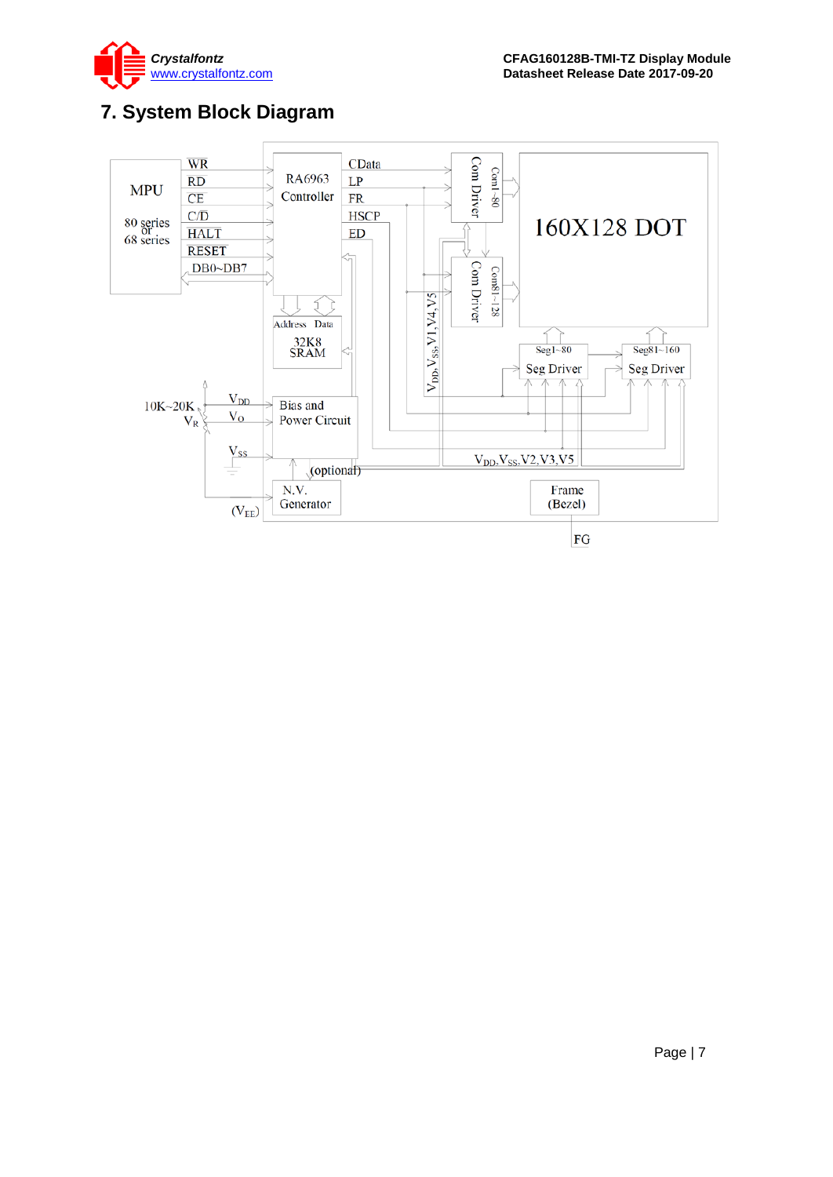## 7. System Block Diagram

MPU

80 series or 68 series

WR, RD, CE, C/D, HALT, RESET, DB0~DB7

RA6963 Controller

CData, LP, FR, HSCP, ED

Address, Data

32K8 SRAM

Com Driver (Com1~80)

Com Driver (Com81~128)

160X128 DOT

Seg1~80 Seg Driver

Seg81~160 Seg Driver

$V_{DD}$, $V_{SS}$, V1, V4, V5

10K~20K

$V_R$

$V_{DD}$

$V_O$

$V_{SS}$

Bias and Power Circuit

(optional)

N.V. Generator

($V_{EE}$)

$V_{DD}$, $V_{SS}$, V2, V3, V5

Frame (Bezel)

FG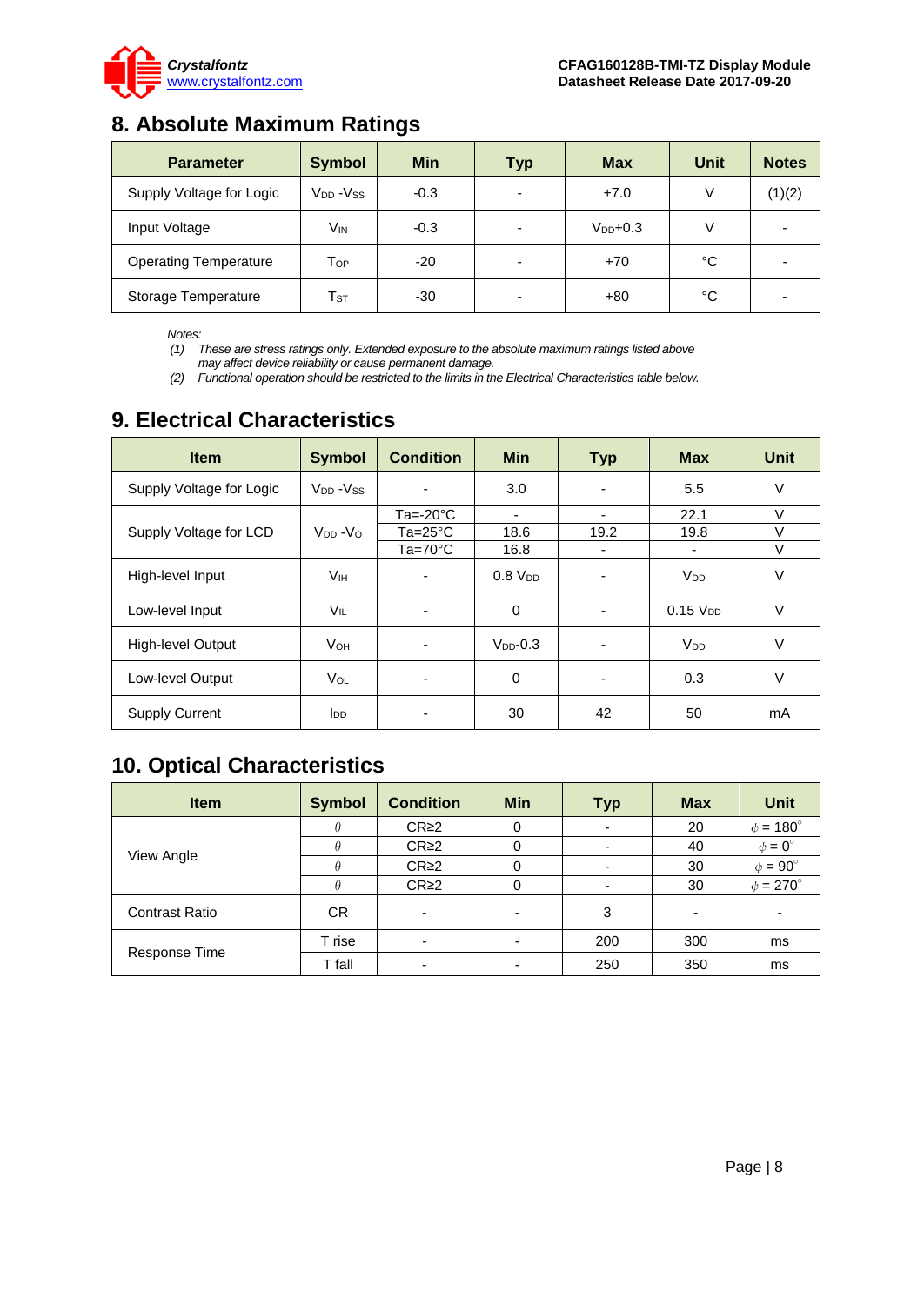## 8. Absolute Maximum Ratings

| Parameter | Symbol | Min | Typ | Max | Unit | Notes |
|---|---|---|---|---|---|---|
| Supply Voltage for Logic | $V_{DD}$ -$V_{SS}$ | -0.3 | - | +7.0 | V | (1)(2) |
| Input Voltage | $V_{IN}$ | -0.3 | - | $V_{DD}$+0.3 | V | - |
| Operating Temperature | $T_{OP}$ | -20 | - | +70 | °C | - |
| Storage Temperature | $T_{ST}$ | -30 | - | +80 | °C | - |

*Notes:*
*(1) These are stress ratings only. Extended exposure to the absolute maximum ratings listed above may affect device reliability or cause permanent damage.*
*(2) Functional operation should be restricted to the limits in the Electrical Characteristics table below.*

## 9. Electrical Characteristics

| Item | Symbol | Condition | Min | Typ | Max | Unit |
|---|---|---|---|---|---|---|
| Supply Voltage for Logic | $V_{DD}$ -$V_{SS}$ | - | 3.0 | - | 5.5 | V |
| Supply Voltage for LCD | $V_{DD}$ -$V_{O}$ | Ta=-20°C | - | - | 22.1 | V |
| | | Ta=25°C | 18.6 | 19.2 | 19.8 | V |
| | | Ta=70°C | 16.8 | - | - | V |
| High-level Input | $V_{IH}$ | - | 0.8 $V_{DD}$ | - | $V_{DD}$ | V |
| Low-level Input | $V_{IL}$ | - | 0 | - | 0.15 $V_{DD}$ | V |
| High-level Output | $V_{OH}$ | - | $V_{DD}$-0.3 | - | $V_{DD}$ | V |
| Low-level Output | $V_{OL}$ | - | 0 | - | 0.3 | V |
| Supply Current | $I_{DD}$ | - | 30 | 42 | 50 | mA |

## 10. Optical Characteristics

| Item | Symbol | Condition | Min | Typ | Max | Unit |
|---|---|---|---|---|---|---|
| View Angle | $\theta$ | CR≥2 | 0 | - | 20 | $\phi = 180^\circ$ |
| | $\theta$ | CR≥2 | 0 | - | 40 | $\phi = 0^\circ$ |
| | $\theta$ | CR≥2 | 0 | - | 30 | $\phi = 90^\circ$ |
| | $\theta$ | CR≥2 | 0 | - | 30 | $\phi = 270^\circ$ |
| Contrast Ratio | CR | - | - | 3 | - | - |
| Response Time | T rise | - | - | 200 | 300 | ms |
| | T fall | - | - | 250 | 350 | ms |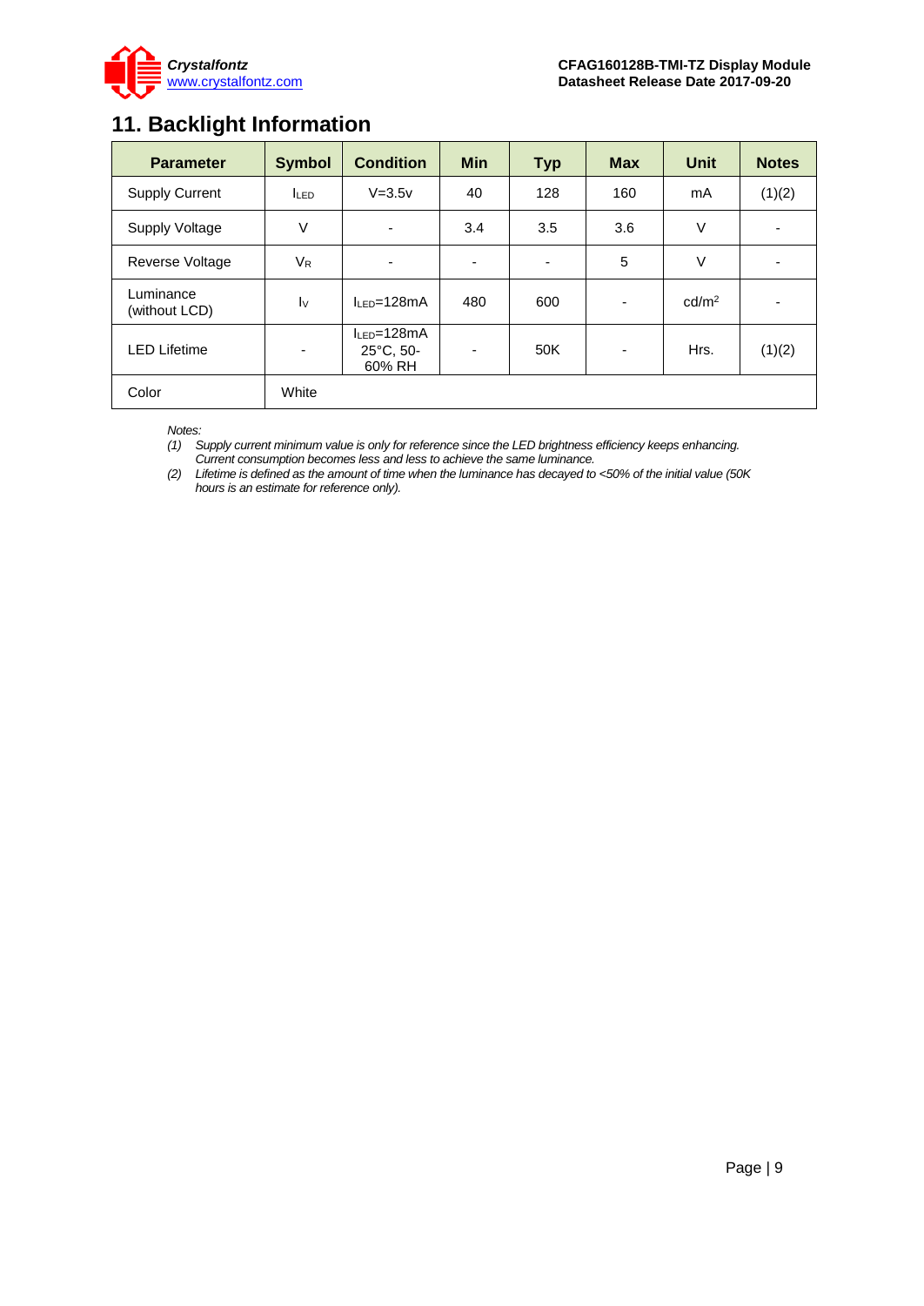# 11. Backlight Information

| Parameter | Symbol | Condition | Min | Typ | Max | Unit | Notes |
|---|---|---|---|---|---|---|---|
| Supply Current | $I_{LED}$ | V=3.5v | 40 | 128 | 160 | mA | (1)(2) |
| Supply Voltage | V | - | 3.4 | 3.5 | 3.6 | V | - |
| Reverse Voltage | $V_R$ | - | - | - | 5 | V | - |
| Luminance (without LCD) | $I_V$ | $I_{LED}$=128mA | 480 | 600 | - | cd/m² | - |
| LED Lifetime | - | $I_{LED}$=128mA 25°C, 50-60% RH | - | 50K | - | Hrs. | (1)(2) |
| Color | White | | | | | | |

*Notes:*

*(1) Supply current minimum value is only for reference since the LED brightness efficiency keeps enhancing. Current consumption becomes less and less to achieve the same luminance.*

*(2) Lifetime is defined as the amount of time when the luminance has decayed to <50% of the initial value (50K hours is an estimate for reference only).*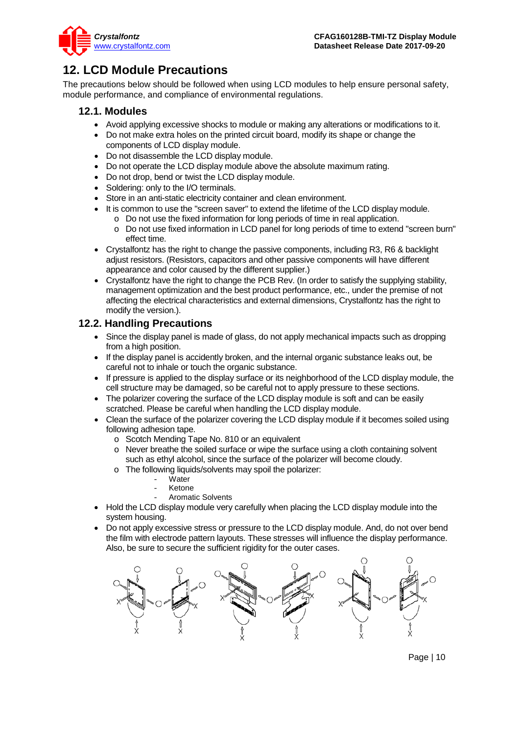# 12. LCD Module Precautions

The precautions below should be followed when using LCD modules to help ensure personal safety, module performance, and compliance of environmental regulations.

## 12.1. Modules

- Avoid applying excessive shocks to module or making any alterations or modifications to it.
- Do not make extra holes on the printed circuit board, modify its shape or change the components of LCD display module.
- Do not disassemble the LCD display module.
- Do not operate the LCD display module above the absolute maximum rating.
- Do not drop, bend or twist the LCD display module.
- Soldering: only to the I/O terminals.
- Store in an anti-static electricity container and clean environment.
- It is common to use the "screen saver" to extend the lifetime of the LCD display module.
  - Do not use the fixed information for long periods of time in real application.
  - Do not use fixed information in LCD panel for long periods of time to extend "screen burn" effect time.
- Crystalfontz has the right to change the passive components, including R3, R6 & backlight adjust resistors. (Resistors, capacitors and other passive components will have different appearance and color caused by the different supplier.)
- Crystalfontz have the right to change the PCB Rev. (In order to satisfy the supplying stability, management optimization and the best product performance, etc., under the premise of not affecting the electrical characteristics and external dimensions, Crystalfontz has the right to modify the version.).

## 12.2. Handling Precautions

- Since the display panel is made of glass, do not apply mechanical impacts such as dropping from a high position.
- If the display panel is accidently broken, and the internal organic substance leaks out, be careful not to inhale or touch the organic substance.
- If pressure is applied to the display surface or its neighborhood of the LCD display module, the cell structure may be damaged, so be careful not to apply pressure to these sections.
- The polarizer covering the surface of the LCD display module is soft and can be easily scratched. Please be careful when handling the LCD display module.
- Clean the surface of the polarizer covering the LCD display module if it becomes soiled using following adhesion tape.
  - Scotch Mending Tape No. 810 or an equivalent
  - Never breathe the soiled surface or wipe the surface using a cloth containing solvent such as ethyl alcohol, since the surface of the polarizer will become cloudy.
  - The following liquids/solvents may spoil the polarizer:
    - Water
    - Ketone
    - Aromatic Solvents
- Hold the LCD display module very carefully when placing the LCD display module into the system housing.
- Do not apply excessive stress or pressure to the LCD display module. And, do not over bend the film with electrode pattern layouts. These stresses will influence the display performance. Also, be sure to secure the sufficient rigidity for the outer cases.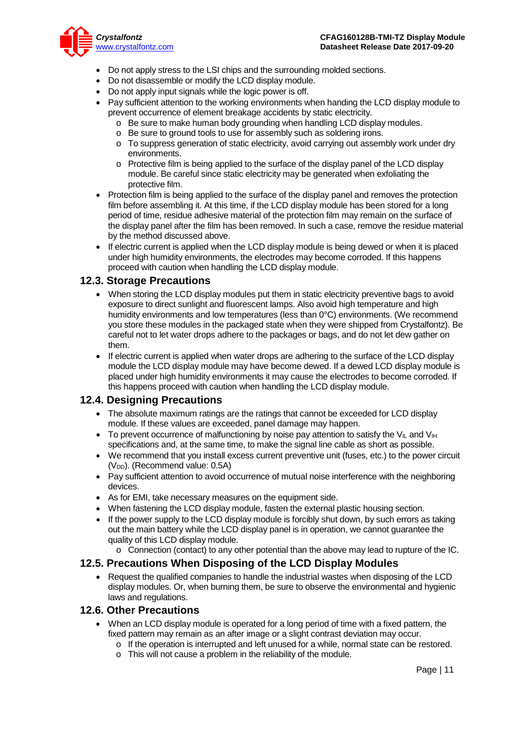- Do not apply stress to the LSI chips and the surrounding molded sections.
- Do not disassemble or modify the LCD display module.
- Do not apply input signals while the logic power is off.
- Pay sufficient attention to the working environments when handing the LCD display module to prevent occurrence of element breakage accidents by static electricity.
    - Be sure to make human body grounding when handling LCD display modules.
    - Be sure to ground tools to use for assembly such as soldering irons.
    - To suppress generation of static electricity, avoid carrying out assembly work under dry environments.
    - Protective film is being applied to the surface of the display panel of the LCD display module. Be careful since static electricity may be generated when exfoliating the protective film.
- Protection film is being applied to the surface of the display panel and removes the protection film before assembling it. At this time, if the LCD display module has been stored for a long period of time, residue adhesive material of the protection film may remain on the surface of the display panel after the film has been removed. In such a case, remove the residue material by the method discussed above.
- If electric current is applied when the LCD display module is being dewed or when it is placed under high humidity environments, the electrodes may become corroded. If this happens proceed with caution when handling the LCD display module.

## 12.3. Storage Precautions

- When storing the LCD display modules put them in static electricity preventive bags to avoid exposure to direct sunlight and fluorescent lamps. Also avoid high temperature and high humidity environments and low temperatures (less than 0°C) environments. (We recommend you store these modules in the packaged state when they were shipped from Crystalfontz). Be careful not to let water drops adhere to the packages or bags, and do not let dew gather on them.
- If electric current is applied when water drops are adhering to the surface of the LCD display module the LCD display module may have become dewed. If a dewed LCD display module is placed under high humidity environments it may cause the electrodes to become corroded. If this happens proceed with caution when handling the LCD display module.

## 12.4. Designing Precautions

- The absolute maximum ratings are the ratings that cannot be exceeded for LCD display module. If these values are exceeded, panel damage may happen.
- To prevent occurrence of malfunctioning by noise pay attention to satisfy the $V_{IL}$ and $V_{IH}$ specifications and, at the same time, to make the signal line cable as short as possible.
- We recommend that you install excess current preventive unit (fuses, etc.) to the power circuit ($V_{DD}$). (Recommend value: 0.5A)
- Pay sufficient attention to avoid occurrence of mutual noise interference with the neighboring devices.
- As for EMI, take necessary measures on the equipment side.
- When fastening the LCD display module, fasten the external plastic housing section.
- If the power supply to the LCD display module is forcibly shut down, by such errors as taking out the main battery while the LCD display panel is in operation, we cannot guarantee the quality of this LCD display module.
    - Connection (contact) to any other potential than the above may lead to rupture of the IC.

## 12.5. Precautions When Disposing of the LCD Display Modules

- Request the qualified companies to handle the industrial wastes when disposing of the LCD display modules. Or, when burning them, be sure to observe the environmental and hygienic laws and regulations.

## 12.6. Other Precautions

- When an LCD display module is operated for a long period of time with a fixed pattern, the fixed pattern may remain as an after image or a slight contrast deviation may occur.
    - If the operation is interrupted and left unused for a while, normal state can be restored.
    - This will not cause a problem in the reliability of the module.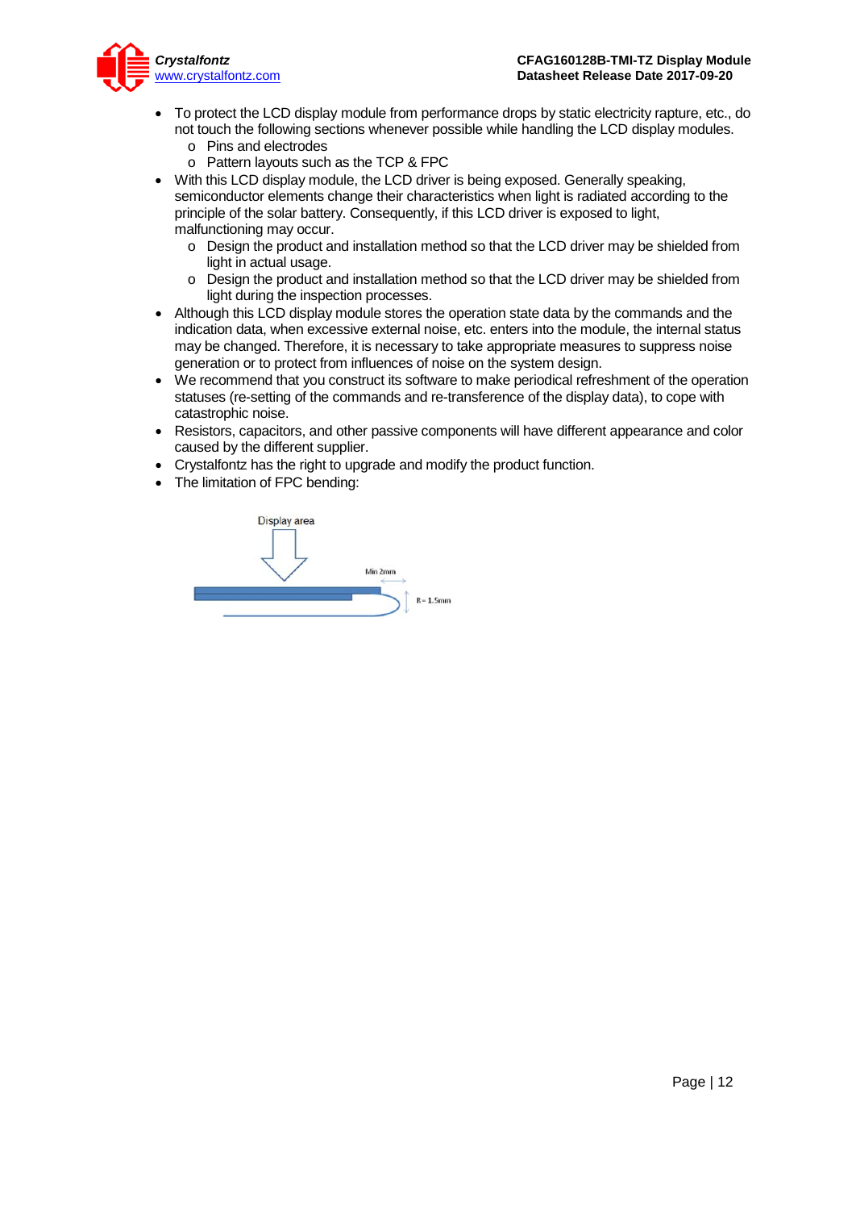- To protect the LCD display module from performance drops by static electricity rapture, etc., do not touch the following sections whenever possible while handling the LCD display modules.
  - Pins and electrodes
  - Pattern layouts such as the TCP & FPC
- With this LCD display module, the LCD driver is being exposed. Generally speaking, semiconductor elements change their characteristics when light is radiated according to the principle of the solar battery. Consequently, if this LCD driver is exposed to light, malfunctioning may occur.
  - Design the product and installation method so that the LCD driver may be shielded from light in actual usage.
  - Design the product and installation method so that the LCD driver may be shielded from light during the inspection processes.
- Although this LCD display module stores the operation state data by the commands and the indication data, when excessive external noise, etc. enters into the module, the internal status may be changed. Therefore, it is necessary to take appropriate measures to suppress noise generation or to protect from influences of noise on the system design.
- We recommend that you construct its software to make periodical refreshment of the operation statuses (re-setting of the commands and re-transference of the display data), to cope with catastrophic noise.
- Resistors, capacitors, and other passive components will have different appearance and color caused by the different supplier.
- Crystalfontz has the right to upgrade and modify the product function.
- The limitation of FPC bending:

Display area

Min 2mm

R= 1.5mm